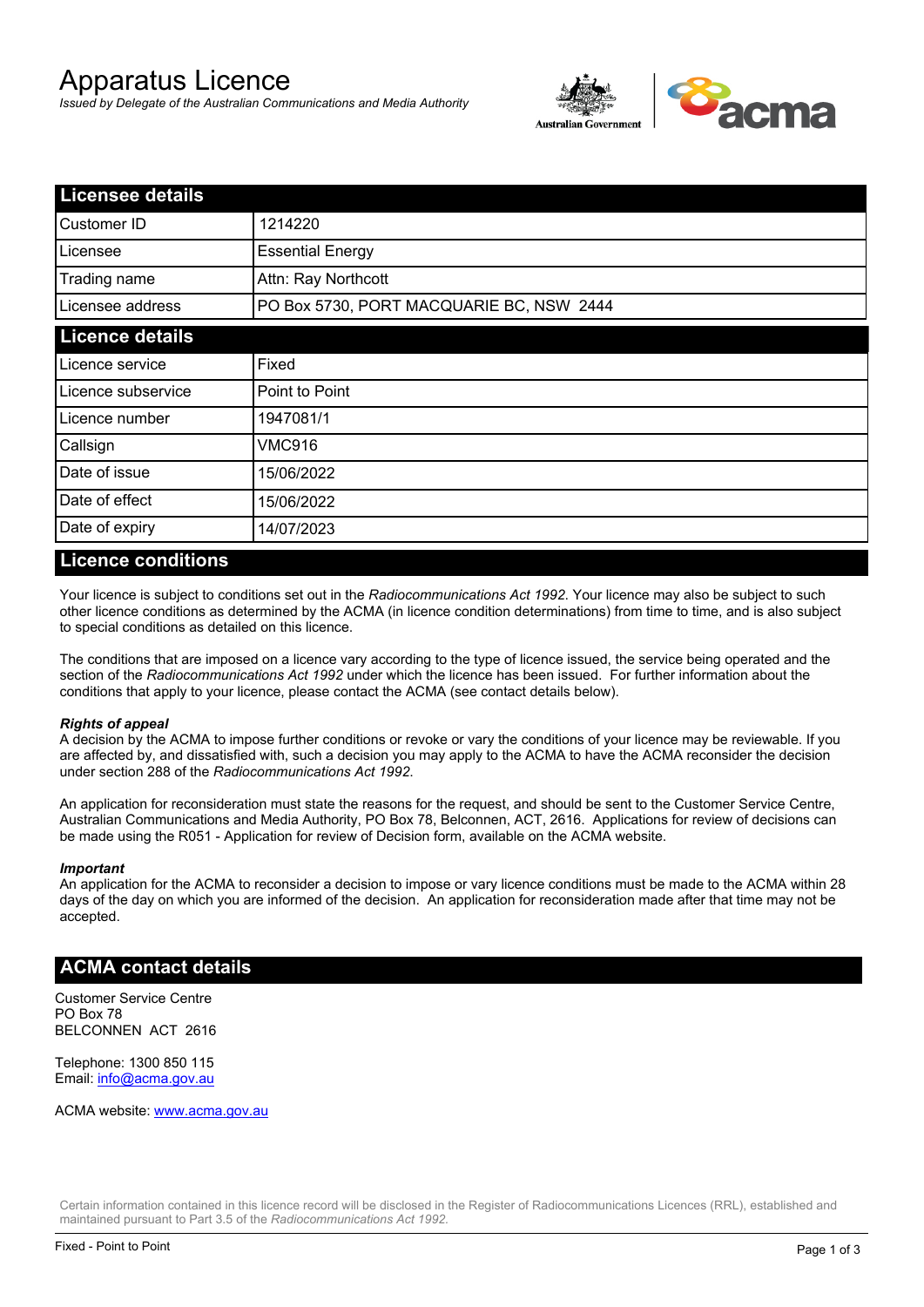# Apparatus Licence

*Issued by Delegate of the Australian Communications and Media Authority*

## Licensee details

| | |
|---|---|
| Customer ID | 1214220 |
| Licensee | Essential Energy |
| Trading name | Attn: Ray Northcott |
| Licensee address | PO Box 5730, PORT MACQUARIE BC, NSW 2444 |

## Licence details

| | |
|---|---|
| Licence service | Fixed |
| Licence subservice | Point to Point |
| Licence number | 1947081/1 |
| Callsign | VMC916 |
| Date of issue | 15/06/2022 |
| Date of effect | 15/06/2022 |
| Date of expiry | 14/07/2023 |

## Licence conditions

Your licence is subject to conditions set out in the *Radiocommunications Act 1992*. Your licence may also be subject to such other licence conditions as determined by the ACMA (in licence condition determinations) from time to time, and is also subject to special conditions as detailed on this licence.

The conditions that are imposed on a licence vary according to the type of licence issued, the service being operated and the section of the *Radiocommunications Act 1992* under which the licence has been issued. For further information about the conditions that apply to your licence, please contact the ACMA (see contact details below).

***Rights of appeal***
A decision by the ACMA to impose further conditions or revoke or vary the conditions of your licence may be reviewable. If you are affected by, and dissatisfied with, such a decision you may apply to the ACMA to have the ACMA reconsider the decision under section 288 of the *Radiocommunications Act 1992*.

An application for reconsideration must state the reasons for the request, and should be sent to the Customer Service Centre, Australian Communications and Media Authority, PO Box 78, Belconnen, ACT, 2616. Applications for review of decisions can be made using the R051 - Application for review of Decision form, available on the ACMA website.

***Important***
An application for the ACMA to reconsider a decision to impose or vary licence conditions must be made to the ACMA within 28 days of the day on which you are informed of the decision. An application for reconsideration made after that time may not be accepted.

## ACMA contact details

Customer Service Centre
PO Box 78
BELCONNEN ACT 2616

Telephone: 1300 850 115
Email: info@acma.gov.au

ACMA website: www.acma.gov.au

Certain information contained in this licence record will be disclosed in the Register of Radiocommunications Licences (RRL), established and maintained pursuant to Part 3.5 of the *Radiocommunications Act 1992.*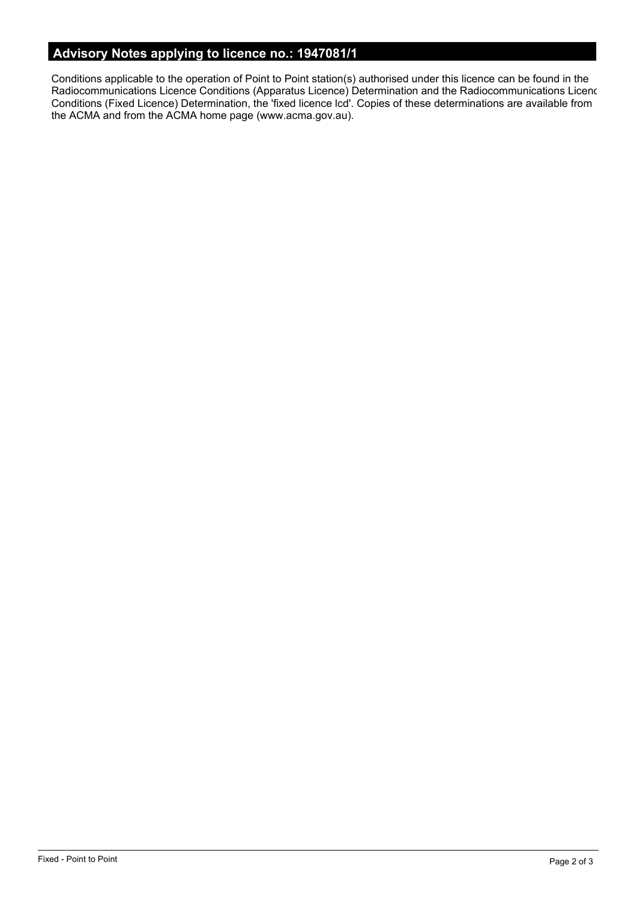## Advisory Notes applying to licence no.: 1947081/1

Conditions applicable to the operation of Point to Point station(s) authorised under this licence can be found in the Radiocommunications Licence Conditions (Apparatus Licence) Determination and the Radiocommunications Licence Conditions (Fixed Licence) Determination, the 'fixed licence lcd'. Copies of these determinations are available from the ACMA and from the ACMA home page (www.acma.gov.au).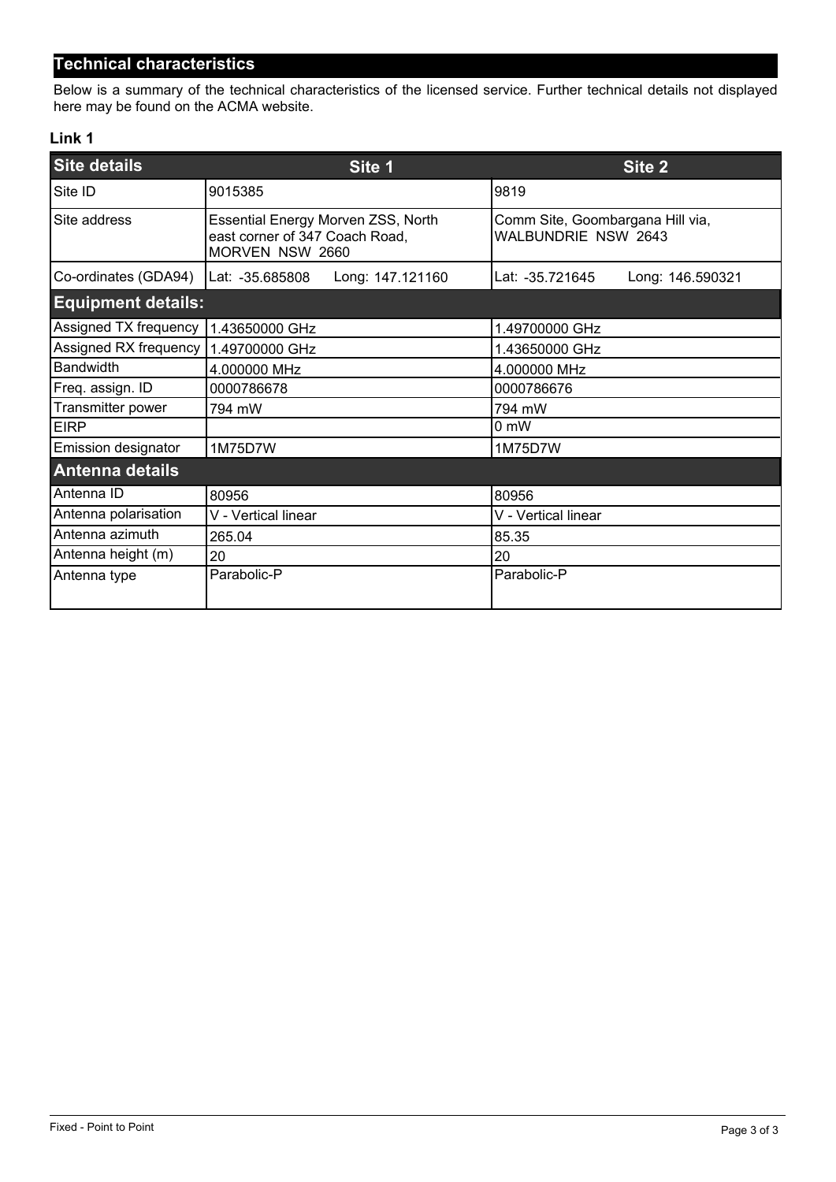## Technical characteristics

Below is a summary of the technical characteristics of the licensed service. Further technical details not displayed here may be found on the ACMA website.

**Link 1**

| Site details | Site 1 | Site 2 |
|---|---|---|
| Site ID | 9015385 | 9819 |
| Site address | Essential Energy Morven ZSS, North east corner of 347 Coach Road, MORVEN NSW 2660 | Comm Site, Goombargana Hill via, WALBUNDRIE NSW 2643 |
| Co-ordinates (GDA94) | Lat: -35.685808 Long: 147.121160 | Lat: -35.721645 Long: 146.590321 |
| **Equipment details:** | | |
| Assigned TX frequency | 1.43650000 GHz | 1.49700000 GHz |
| Assigned RX frequency | 1.49700000 GHz | 1.43650000 GHz |
| Bandwidth | 4.000000 MHz | 4.000000 MHz |
| Freq. assign. ID | 0000786678 | 0000786676 |
| Transmitter power | 794 mW | 794 mW |
| EIRP | | 0 mW |
| Emission designator | 1M75D7W | 1M75D7W |
| **Antenna details** | | |
| Antenna ID | 80956 | 80956 |
| Antenna polarisation | V - Vertical linear | V - Vertical linear |
| Antenna azimuth | 265.04 | 85.35 |
| Antenna height (m) | 20 | 20 |
| Antenna type | Parabolic-P | Parabolic-P |

Fixed - Point to Point